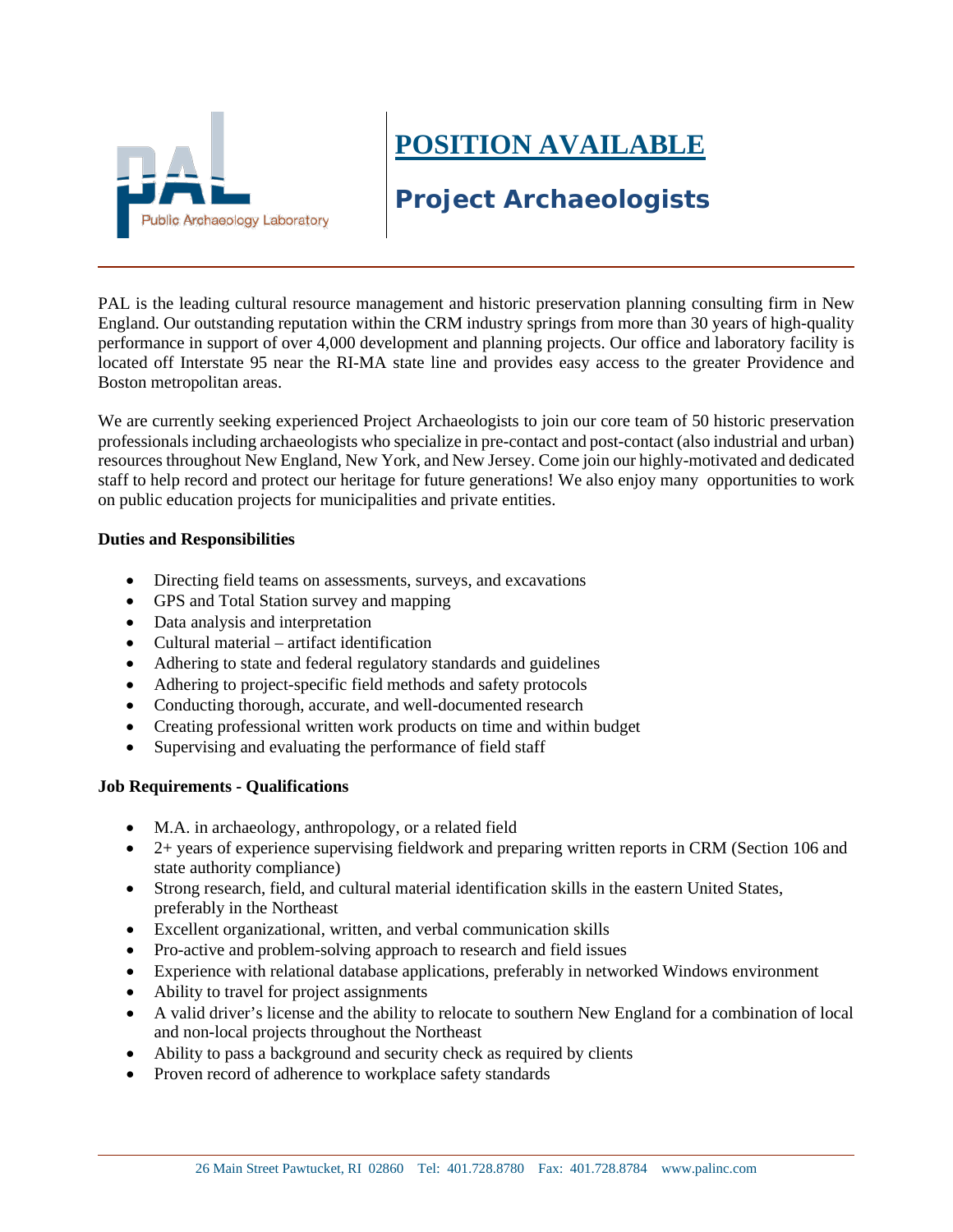PAL

Public Archaeology Laboratory

# POSITION AVAILABLE

## Project Archaeologists

PAL is the leading cultural resource management and historic preservation planning consulting firm in New England. Our outstanding reputation within the CRM industry springs from more than 30 years of high-quality performance in support of over 4,000 development and planning projects. Our office and laboratory facility is located off Interstate 95 near the RI-MA state line and provides easy access to the greater Providence and Boston metropolitan areas.

We are currently seeking experienced Project Archaeologists to join our core team of 50 historic preservation professionals including archaeologists who specialize in pre-contact and post-contact (also industrial and urban) resources throughout New England, New York, and New Jersey. Come join our highly-motivated and dedicated staff to help record and protect our heritage for future generations! We also enjoy many opportunities to work on public education projects for municipalities and private entities.

**Duties and Responsibilities**

- Directing field teams on assessments, surveys, and excavations
- GPS and Total Station survey and mapping
- Data analysis and interpretation
- Cultural material – artifact identification
- Adhering to state and federal regulatory standards and guidelines
- Adhering to project-specific field methods and safety protocols
- Conducting thorough, accurate, and well-documented research
- Creating professional written work products on time and within budget
- Supervising and evaluating the performance of field staff

**Job Requirements - Qualifications**

- M.A. in archaeology, anthropology, or a related field
- 2+ years of experience supervising fieldwork and preparing written reports in CRM (Section 106 and state authority compliance)
- Strong research, field, and cultural material identification skills in the eastern United States, preferably in the Northeast
- Excellent organizational, written, and verbal communication skills
- Pro-active and problem-solving approach to research and field issues
- Experience with relational database applications, preferably in networked Windows environment
- Ability to travel for project assignments
- A valid driver's license and the ability to relocate to southern New England for a combination of local and non-local projects throughout the Northeast
- Ability to pass a background and security check as required by clients
- Proven record of adherence to workplace safety standards

26 Main Street Pawtucket, RI 02860 Tel: 401.728.8780 Fax: 401.728.8784 www.palinc.com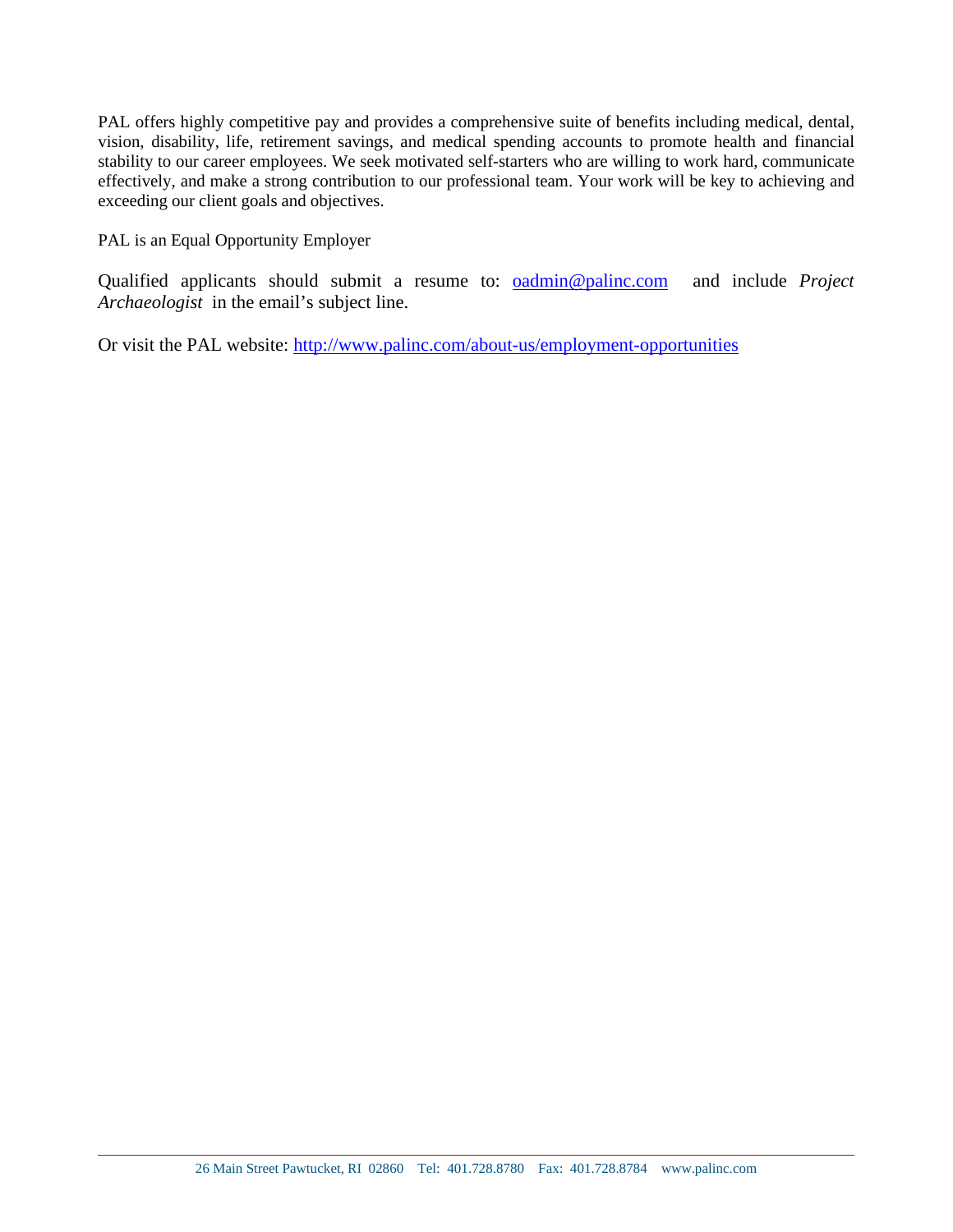PAL offers highly competitive pay and provides a comprehensive suite of benefits including medical, dental, vision, disability, life, retirement savings, and medical spending accounts to promote health and financial stability to our career employees. We seek motivated self-starters who are willing to work hard, communicate effectively, and make a strong contribution to our professional team. Your work will be key to achieving and exceeding our client goals and objectives.

PAL is an Equal Opportunity Employer

Qualified applicants should submit a resume to: oadmin@palinc.com and include *Project Archaeologist* in the email's subject line.

Or visit the PAL website: http://www.palinc.com/about-us/employment-opportunities